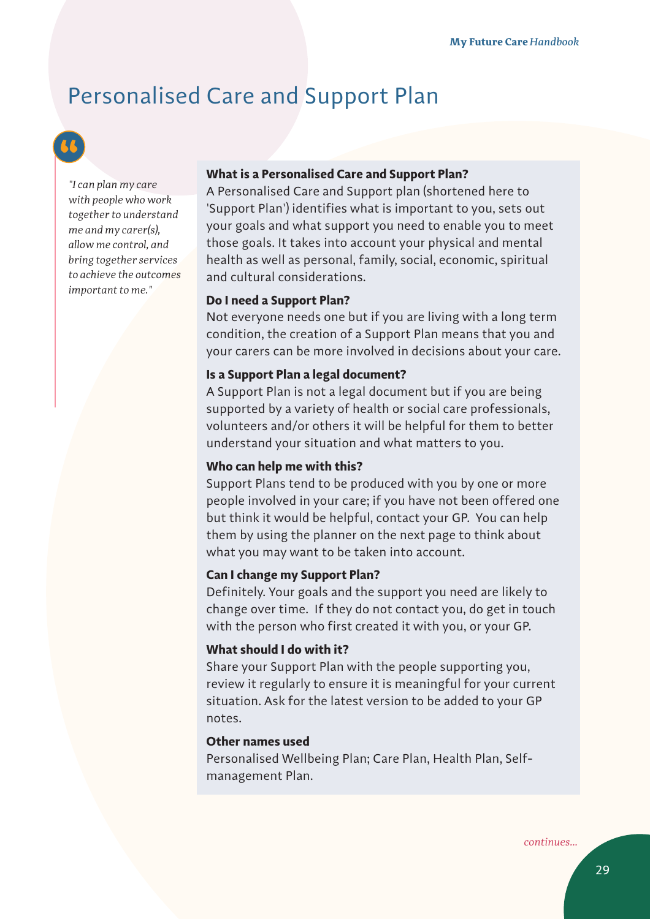# Personalised Care and Support Plan

*"I can plan my care with people who work together to understand me and my carer(s), allow me control, and bring together services to achieve the outcomes important to me."*

**What is a Personalised Care and Support Plan?**

A Personalised Care and Support plan (shortened here to 'Support Plan') identifies what is important to you, sets out your goals and what support you need to enable you to meet those goals. It takes into account your physical and mental health as well as personal, family, social, economic, spiritual and cultural considerations.

**Do I need a Support Plan?**

Not everyone needs one but if you are living with a long term condition, the creation of a Support Plan means that you and your carers can be more involved in decisions about your care.

**Is a Support Plan a legal document?**

A Support Plan is not a legal document but if you are being supported by a variety of health or social care professionals, volunteers and/or others it will be helpful for them to better understand your situation and what matters to you.

**Who can help me with this?**

Support Plans tend to be produced with you by one or more people involved in your care; if you have not been offered one but think it would be helpful, contact your GP. You can help them by using the planner on the next page to think about what you may want to be taken into account.

**Can I change my Support Plan?**

Definitely. Your goals and the support you need are likely to change over time. If they do not contact you, do get in touch with the person who first created it with you, or your GP.

**What should I do with it?**

Share your Support Plan with the people supporting you, review it regularly to ensure it is meaningful for your current situation. Ask for the latest version to be added to your GP notes.

**Other names used**

Personalised Wellbeing Plan; Care Plan, Health Plan, Self-management Plan.

*continues...*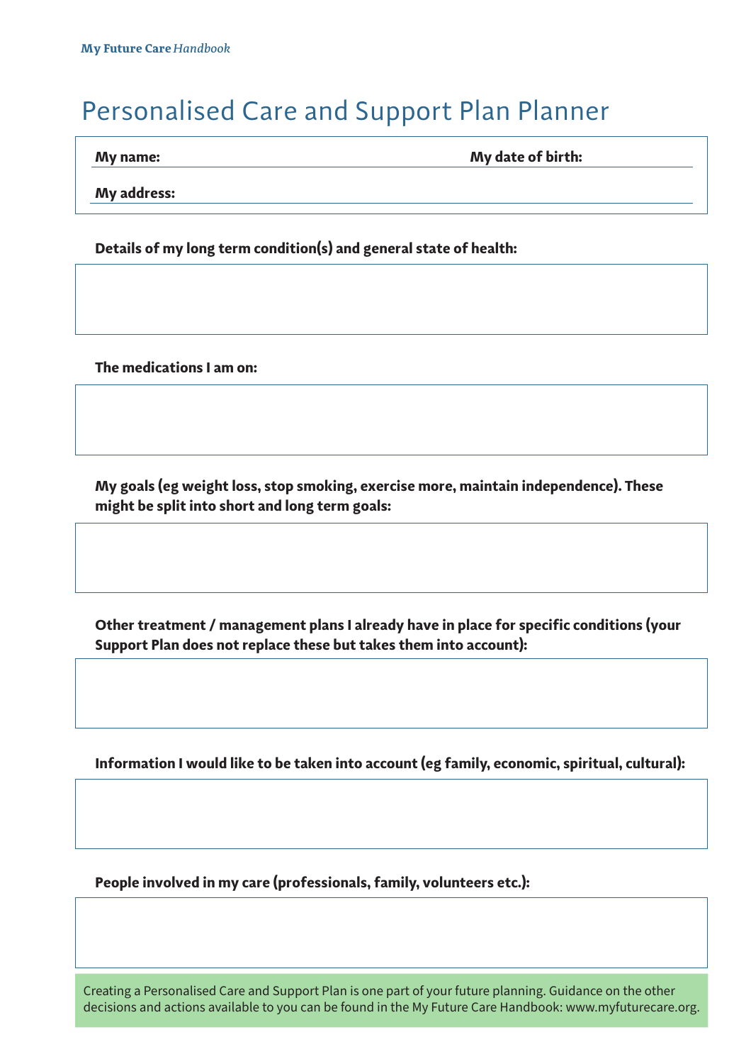# Personalised Care and Support Plan Planner

**My name:**

**My date of birth:**

**My address:**

**Details of my long term condition(s) and general state of health:**

**The medications I am on:**

**My goals (eg weight loss, stop smoking, exercise more, maintain independence). These might be split into short and long term goals:**

**Other treatment / management plans I already have in place for specific conditions (your Support Plan does not replace these but takes them into account):**

**Information I would like to be taken into account (eg family, economic, spiritual, cultural):**

**People involved in my care (professionals, family, volunteers etc.):**

Creating a Personalised Care and Support Plan is one part of your future planning. Guidance on the other decisions and actions available to you can be found in the My Future Care Handbook: www.myfuturecare.org.